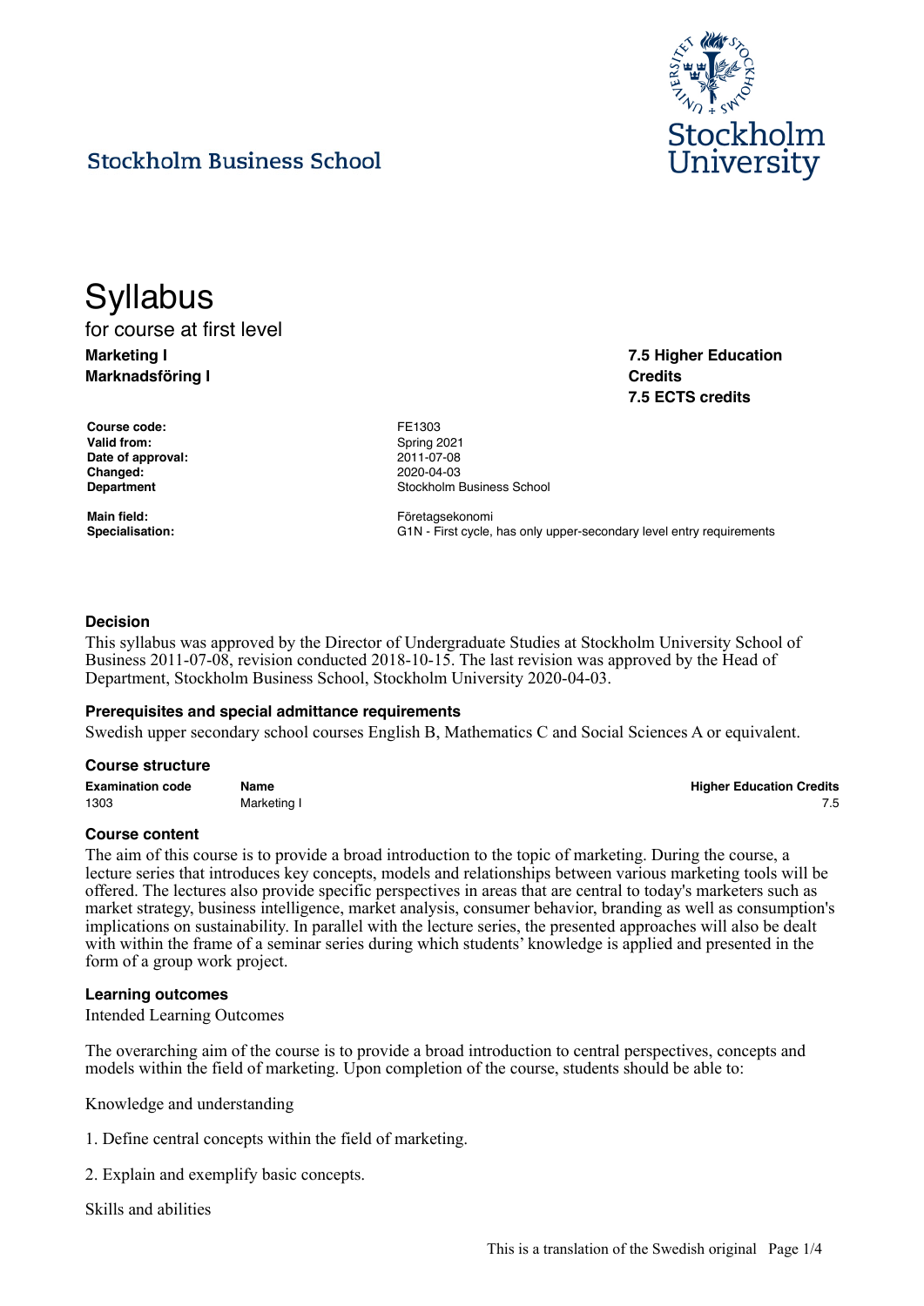Stockholm Business School

# Syllabus

for course at first level

**Marketing I**
**Marknadsföring I**

**7.5 Higher Education Credits**
**7.5 ECTS credits**

| | |
|---|---|
| **Course code:** | FE1303 |
| **Valid from:** | Spring 2021 |
| **Date of approval:** | 2011-07-08 |
| **Changed:** | 2020-04-03 |
| **Department** | Stockholm Business School |
| **Main field:** | Företagsekonomi |
| **Specialisation:** | G1N - First cycle, has only upper-secondary level entry requirements |

## Decision

This syllabus was approved by the Director of Undergraduate Studies at Stockholm University School of Business 2011-07-08, revision conducted 2018-10-15. The last revision was approved by the Head of Department, Stockholm Business School, Stockholm University 2020-04-03.

## Prerequisites and special admittance requirements

Swedish upper secondary school courses English B, Mathematics C and Social Sciences A or equivalent.

## Course structure

| Examination code | Name | Higher Education Credits |
|---|---|---|
| 1303 | Marketing I | 7.5 |

## Course content

The aim of this course is to provide a broad introduction to the topic of marketing. During the course, a lecture series that introduces key concepts, models and relationships between various marketing tools will be offered. The lectures also provide specific perspectives in areas that are central to today's marketers such as market strategy, business intelligence, market analysis, consumer behavior, branding as well as consumption's implications on sustainability. In parallel with the lecture series, the presented approaches will also be dealt with within the frame of a seminar series during which students' knowledge is applied and presented in the form of a group work project.

## Learning outcomes

Intended Learning Outcomes

The overarching aim of the course is to provide a broad introduction to central perspectives, concepts and models within the field of marketing. Upon completion of the course, students should be able to:

Knowledge and understanding

1. Define central concepts within the field of marketing.

2. Explain and exemplify basic concepts.

Skills and abilities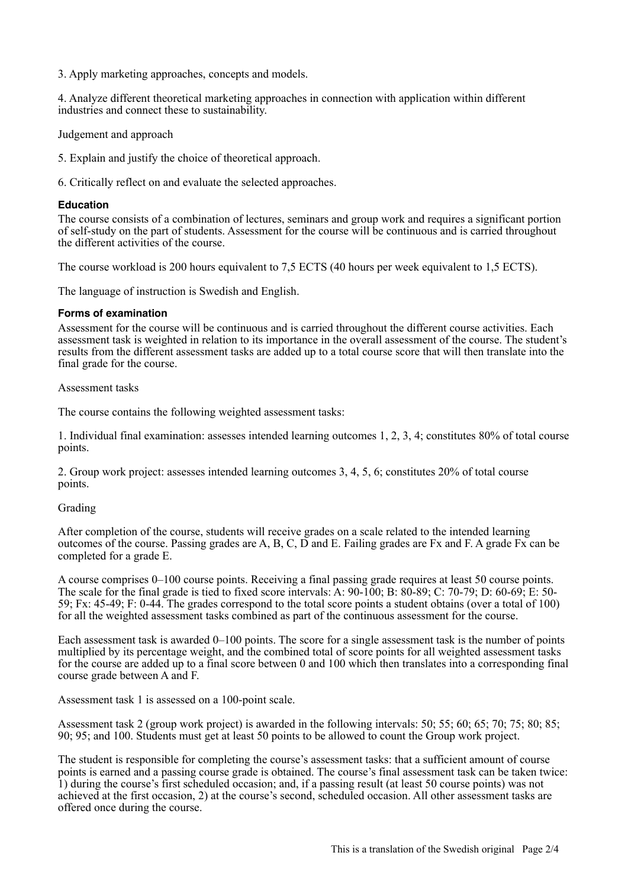3. Apply marketing approaches, concepts and models.

4. Analyze different theoretical marketing approaches in connection with application within different industries and connect these to sustainability.

Judgement and approach

5. Explain and justify the choice of theoretical approach.

6. Critically reflect on and evaluate the selected approaches.

### Education

The course consists of a combination of lectures, seminars and group work and requires a significant portion of self-study on the part of students. Assessment for the course will be continuous and is carried throughout the different activities of the course.

The course workload is 200 hours equivalent to 7,5 ECTS (40 hours per week equivalent to 1,5 ECTS).

The language of instruction is Swedish and English.

### Forms of examination

Assessment for the course will be continuous and is carried throughout the different course activities. Each assessment task is weighted in relation to its importance in the overall assessment of the course. The student's results from the different assessment tasks are added up to a total course score that will then translate into the final grade for the course.

Assessment tasks

The course contains the following weighted assessment tasks:

1. Individual final examination: assesses intended learning outcomes 1, 2, 3, 4; constitutes 80% of total course points.

2. Group work project: assesses intended learning outcomes 3, 4, 5, 6; constitutes 20% of total course points.

Grading

After completion of the course, students will receive grades on a scale related to the intended learning outcomes of the course. Passing grades are A, B, C, D and E. Failing grades are Fx and F. A grade Fx can be completed for a grade E.

A course comprises 0–100 course points. Receiving a final passing grade requires at least 50 course points. The scale for the final grade is tied to fixed score intervals: A: 90-100; B: 80-89; C: 70-79; D: 60-69; E: 50-59; Fx: 45-49; F: 0-44. The grades correspond to the total score points a student obtains (over a total of 100) for all the weighted assessment tasks combined as part of the continuous assessment for the course.

Each assessment task is awarded 0–100 points. The score for a single assessment task is the number of points multiplied by its percentage weight, and the combined total of score points for all weighted assessment tasks for the course are added up to a final score between 0 and 100 which then translates into a corresponding final course grade between A and F.

Assessment task 1 is assessed on a 100-point scale.

Assessment task 2 (group work project) is awarded in the following intervals: 50; 55; 60; 65; 70; 75; 80; 85; 90; 95; and 100. Students must get at least 50 points to be allowed to count the Group work project.

The student is responsible for completing the course's assessment tasks: that a sufficient amount of course points is earned and a passing course grade is obtained. The course's final assessment task can be taken twice: 1) during the course's first scheduled occasion; and, if a passing result (at least 50 course points) was not achieved at the first occasion, 2) at the course's second, scheduled occasion. All other assessment tasks are offered once during the course.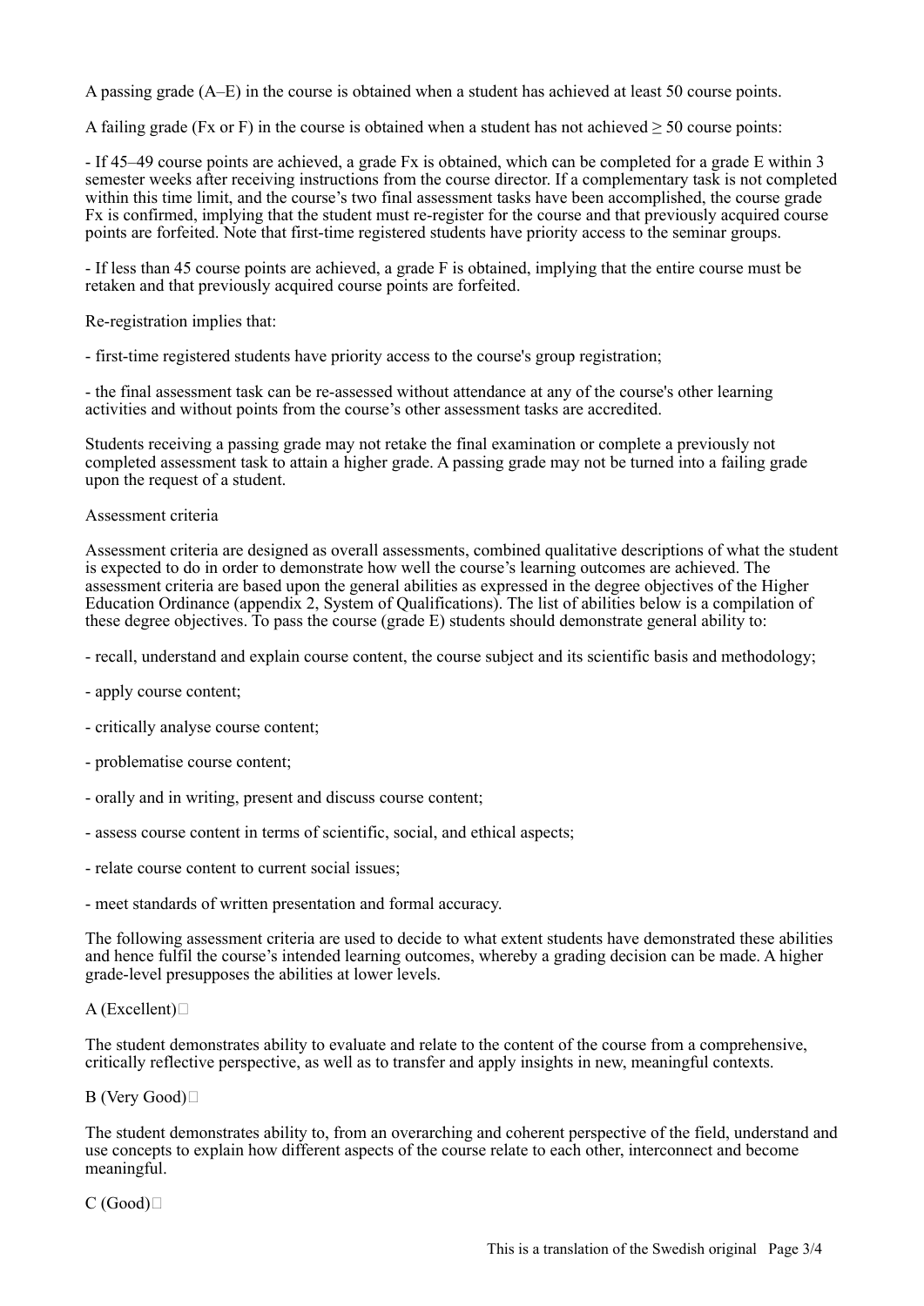A passing grade (A–E) in the course is obtained when a student has achieved at least 50 course points.

A failing grade (Fx or F) in the course is obtained when a student has not achieved ≥ 50 course points:

- If 45–49 course points are achieved, a grade Fx is obtained, which can be completed for a grade E within 3 semester weeks after receiving instructions from the course director. If a complementary task is not completed within this time limit, and the course's two final assessment tasks have been accomplished, the course grade Fx is confirmed, implying that the student must re-register for the course and that previously acquired course points are forfeited. Note that first-time registered students have priority access to the seminar groups.

- If less than 45 course points are achieved, a grade F is obtained, implying that the entire course must be retaken and that previously acquired course points are forfeited.

Re-registration implies that:

- first-time registered students have priority access to the course's group registration;

- the final assessment task can be re-assessed without attendance at any of the course's other learning activities and without points from the course's other assessment tasks are accredited.

Students receiving a passing grade may not retake the final examination or complete a previously not completed assessment task to attain a higher grade. A passing grade may not be turned into a failing grade upon the request of a student.

Assessment criteria

Assessment criteria are designed as overall assessments, combined qualitative descriptions of what the student is expected to do in order to demonstrate how well the course's learning outcomes are achieved. The assessment criteria are based upon the general abilities as expressed in the degree objectives of the Higher Education Ordinance (appendix 2, System of Qualifications). The list of abilities below is a compilation of these degree objectives. To pass the course (grade E) students should demonstrate general ability to:

- recall, understand and explain course content, the course subject and its scientific basis and methodology;

- apply course content;

- critically analyse course content;

- problematise course content;

- orally and in writing, present and discuss course content;

- assess course content in terms of scientific, social, and ethical aspects;

- relate course content to current social issues;

- meet standards of written presentation and formal accuracy.

The following assessment criteria are used to decide to what extent students have demonstrated these abilities and hence fulfil the course's intended learning outcomes, whereby a grading decision can be made. A higher grade-level presupposes the abilities at lower levels.

A (Excellent)

The student demonstrates ability to evaluate and relate to the content of the course from a comprehensive, critically reflective perspective, as well as to transfer and apply insights in new, meaningful contexts.

B (Very Good)

The student demonstrates ability to, from an overarching and coherent perspective of the field, understand and use concepts to explain how different aspects of the course relate to each other, interconnect and become meaningful.

C (Good)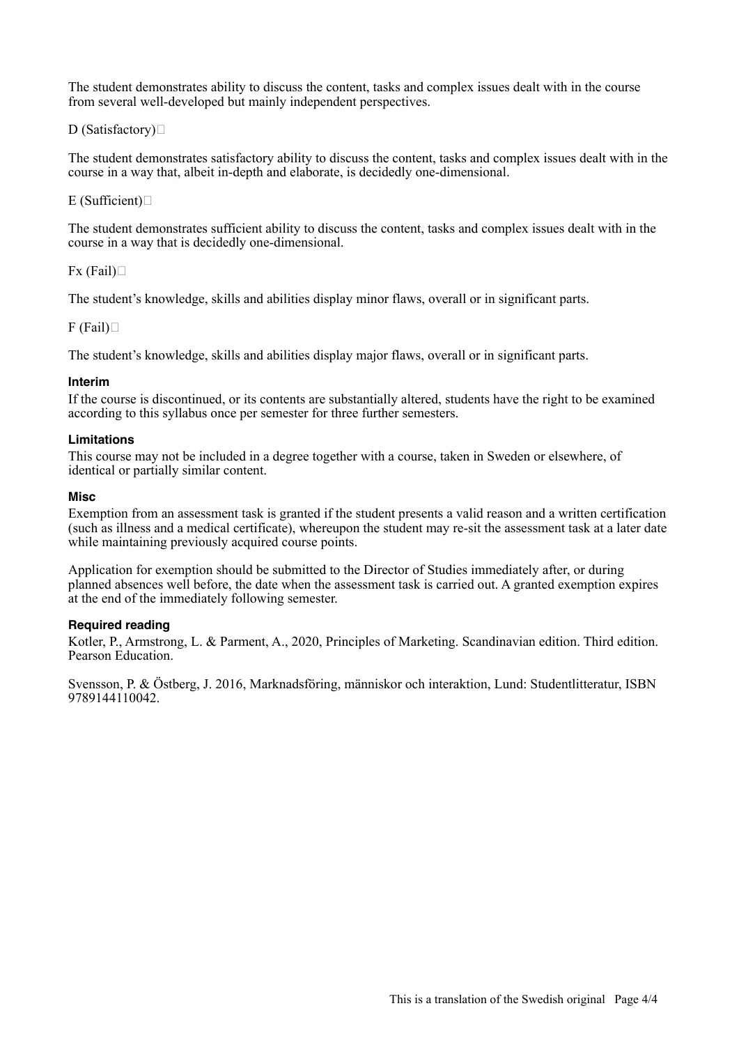The student demonstrates ability to discuss the content, tasks and complex issues dealt with in the course from several well-developed but mainly independent perspectives.

D (Satisfactory)

The student demonstrates satisfactory ability to discuss the content, tasks and complex issues dealt with in the course in a way that, albeit in-depth and elaborate, is decidedly one-dimensional.

E (Sufficient)

The student demonstrates sufficient ability to discuss the content, tasks and complex issues dealt with in the course in a way that is decidedly one-dimensional.

Fx (Fail)

The student's knowledge, skills and abilities display minor flaws, overall or in significant parts.

F (Fail)

The student's knowledge, skills and abilities display major flaws, overall or in significant parts.

### Interim

If the course is discontinued, or its contents are substantially altered, students have the right to be examined according to this syllabus once per semester for three further semesters.

### Limitations

This course may not be included in a degree together with a course, taken in Sweden or elsewhere, of identical or partially similar content.

### Misc

Exemption from an assessment task is granted if the student presents a valid reason and a written certification (such as illness and a medical certificate), whereupon the student may re-sit the assessment task at a later date while maintaining previously acquired course points.

Application for exemption should be submitted to the Director of Studies immediately after, or during planned absences well before, the date when the assessment task is carried out. A granted exemption expires at the end of the immediately following semester.

### Required reading

Kotler, P., Armstrong, L. & Parment, A., 2020, Principles of Marketing. Scandinavian edition. Third edition. Pearson Education.

Svensson, P. & Östberg, J. 2016, Marknadsföring, människor och interaktion, Lund: Studentlitteratur, ISBN 9789144110042.